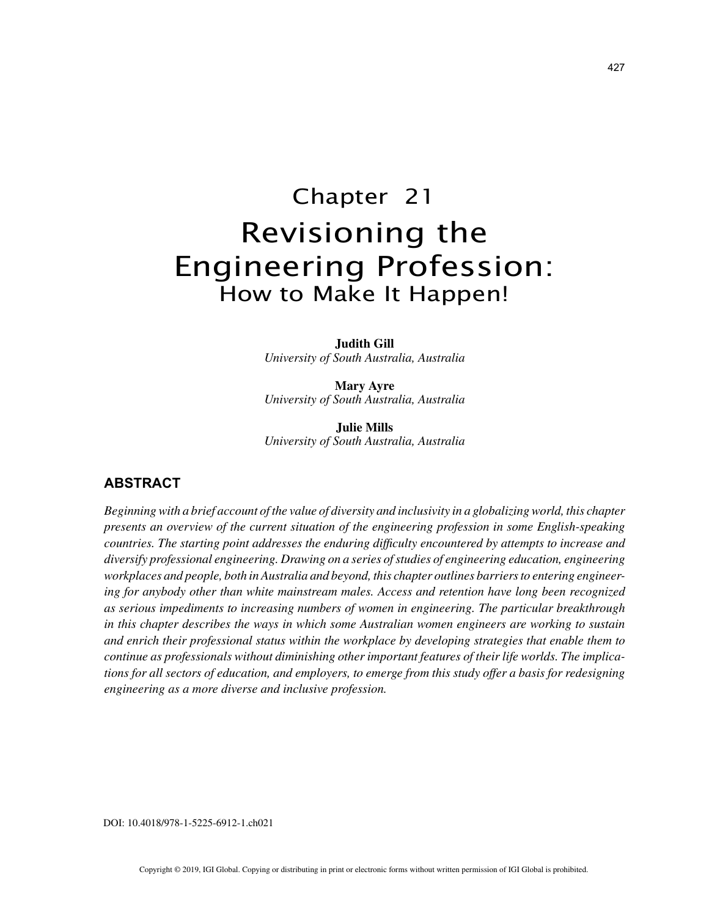# Chapter 21
# Revisioning the Engineering Profession:
## How to Make It Happen!

**Judith Gill**
*University of South Australia, Australia*

**Mary Ayre**
*University of South Australia, Australia*

**Julie Mills**
*University of South Australia, Australia*

## ABSTRACT

*Beginning with a brief account of the value of diversity and inclusivity in a globalizing world, this chapter presents an overview of the current situation of the engineering profession in some English-speaking countries. The starting point addresses the enduring difficulty encountered by attempts to increase and diversify professional engineering. Drawing on a series of studies of engineering education, engineering workplaces and people, both in Australia and beyond, this chapter outlines barriers to entering engineering for anybody other than white mainstream males. Access and retention have long been recognized as serious impediments to increasing numbers of women in engineering. The particular breakthrough in this chapter describes the ways in which some Australian women engineers are working to sustain and enrich their professional status within the workplace by developing strategies that enable them to continue as professionals without diminishing other important features of their life worlds. The implications for all sectors of education, and employers, to emerge from this study offer a basis for redesigning engineering as a more diverse and inclusive profession.*

DOI: 10.4018/978-1-5225-6912-1.ch021

Copyright © 2019, IGI Global. Copying or distributing in print or electronic forms without written permission of IGI Global is prohibited.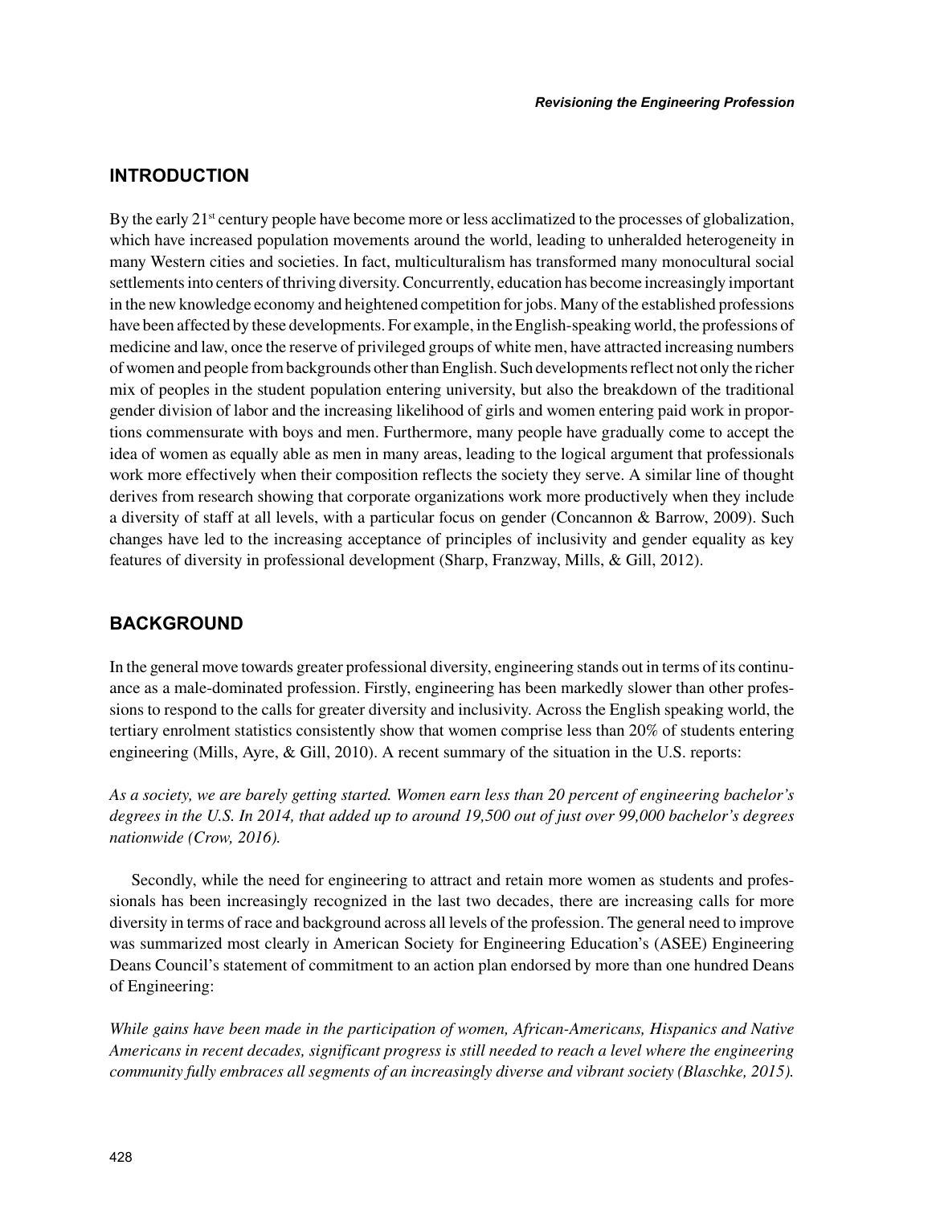## INTRODUCTION

By the early 21st century people have become more or less acclimatized to the processes of globalization, which have increased population movements around the world, leading to unheralded heterogeneity in many Western cities and societies. In fact, multiculturalism has transformed many monocultural social settlements into centers of thriving diversity. Concurrently, education has become increasingly important in the new knowledge economy and heightened competition for jobs. Many of the established professions have been affected by these developments. For example, in the English-speaking world, the professions of medicine and law, once the reserve of privileged groups of white men, have attracted increasing numbers of women and people from backgrounds other than English. Such developments reflect not only the richer mix of peoples in the student population entering university, but also the breakdown of the traditional gender division of labor and the increasing likelihood of girls and women entering paid work in proportions commensurate with boys and men. Furthermore, many people have gradually come to accept the idea of women as equally able as men in many areas, leading to the logical argument that professionals work more effectively when their composition reflects the society they serve. A similar line of thought derives from research showing that corporate organizations work more productively when they include a diversity of staff at all levels, with a particular focus on gender (Concannon & Barrow, 2009). Such changes have led to the increasing acceptance of principles of inclusivity and gender equality as key features of diversity in professional development (Sharp, Franzway, Mills, & Gill, 2012).

## BACKGROUND

In the general move towards greater professional diversity, engineering stands out in terms of its continuance as a male-dominated profession. Firstly, engineering has been markedly slower than other professions to respond to the calls for greater diversity and inclusivity. Across the English speaking world, the tertiary enrolment statistics consistently show that women comprise less than 20% of students entering engineering (Mills, Ayre, & Gill, 2010). A recent summary of the situation in the U.S. reports:

*As a society, we are barely getting started. Women earn less than 20 percent of engineering bachelor's degrees in the U.S. In 2014, that added up to around 19,500 out of just over 99,000 bachelor's degrees nationwide (Crow, 2016).*

Secondly, while the need for engineering to attract and retain more women as students and professionals has been increasingly recognized in the last two decades, there are increasing calls for more diversity in terms of race and background across all levels of the profession. The general need to improve was summarized most clearly in American Society for Engineering Education's (ASEE) Engineering Deans Council's statement of commitment to an action plan endorsed by more than one hundred Deans of Engineering:

*While gains have been made in the participation of women, African-Americans, Hispanics and Native Americans in recent decades, significant progress is still needed to reach a level where the engineering community fully embraces all segments of an increasingly diverse and vibrant society (Blaschke, 2015).*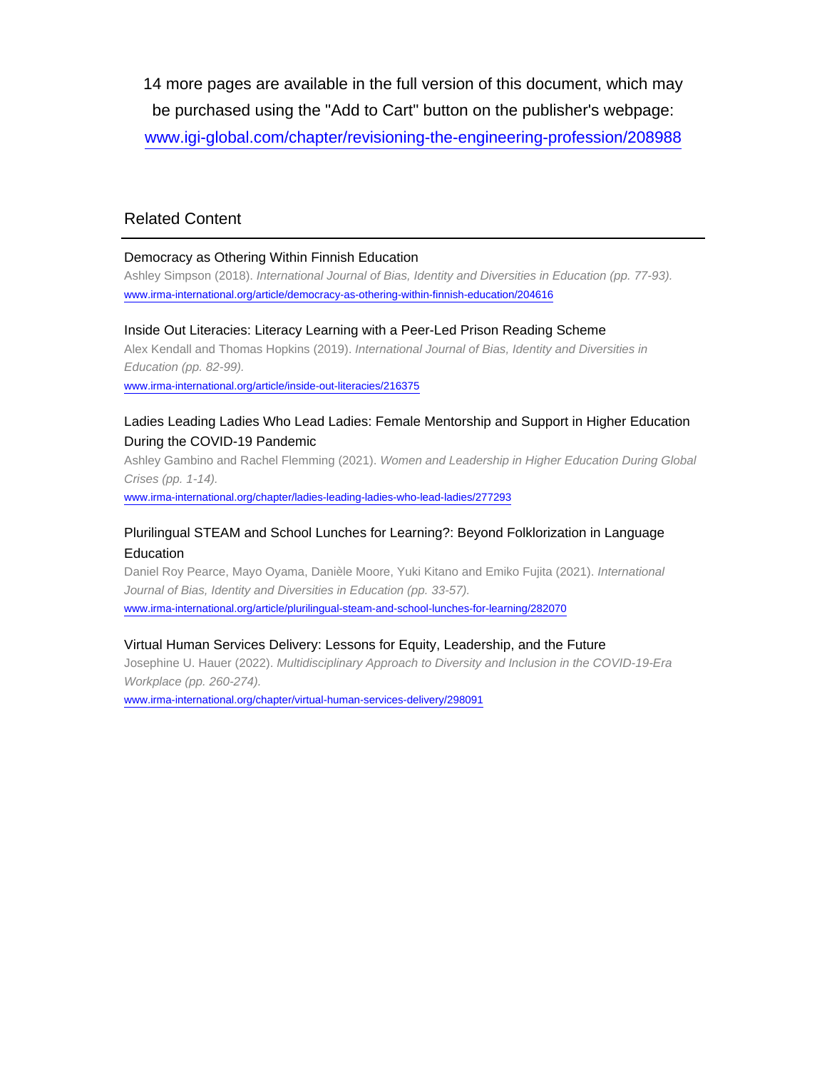14 more pages are available in the full version of this document, which may be purchased using the "Add to Cart" button on the publisher's webpage: www.igi-global.com/chapter/revisioning-the-engineering-profession/208988

## Related Content

Democracy as Othering Within Finnish Education
Ashley Simpson (2018). *International Journal of Bias, Identity and Diversities in Education (pp. 77-93).*
www.irma-international.org/article/democracy-as-othering-within-finnish-education/204616

Inside Out Literacies: Literacy Learning with a Peer-Led Prison Reading Scheme
Alex Kendall and Thomas Hopkins (2019). *International Journal of Bias, Identity and Diversities in Education (pp. 82-99).*
www.irma-international.org/article/inside-out-literacies/216375

Ladies Leading Ladies Who Lead Ladies: Female Mentorship and Support in Higher Education During the COVID-19 Pandemic
Ashley Gambino and Rachel Flemming (2021). *Women and Leadership in Higher Education During Global Crises (pp. 1-14).*
www.irma-international.org/chapter/ladies-leading-ladies-who-lead-ladies/277293

Plurilingual STEAM and School Lunches for Learning?: Beyond Folklorization in Language Education
Daniel Roy Pearce, Mayo Oyama, Danièle Moore, Yuki Kitano and Emiko Fujita (2021). *International Journal of Bias, Identity and Diversities in Education (pp. 33-57).*
www.irma-international.org/article/plurilingual-steam-and-school-lunches-for-learning/282070

Virtual Human Services Delivery: Lessons for Equity, Leadership, and the Future
Josephine U. Hauer (2022). *Multidisciplinary Approach to Diversity and Inclusion in the COVID-19-Era Workplace (pp. 260-274).*
www.irma-international.org/chapter/virtual-human-services-delivery/298091